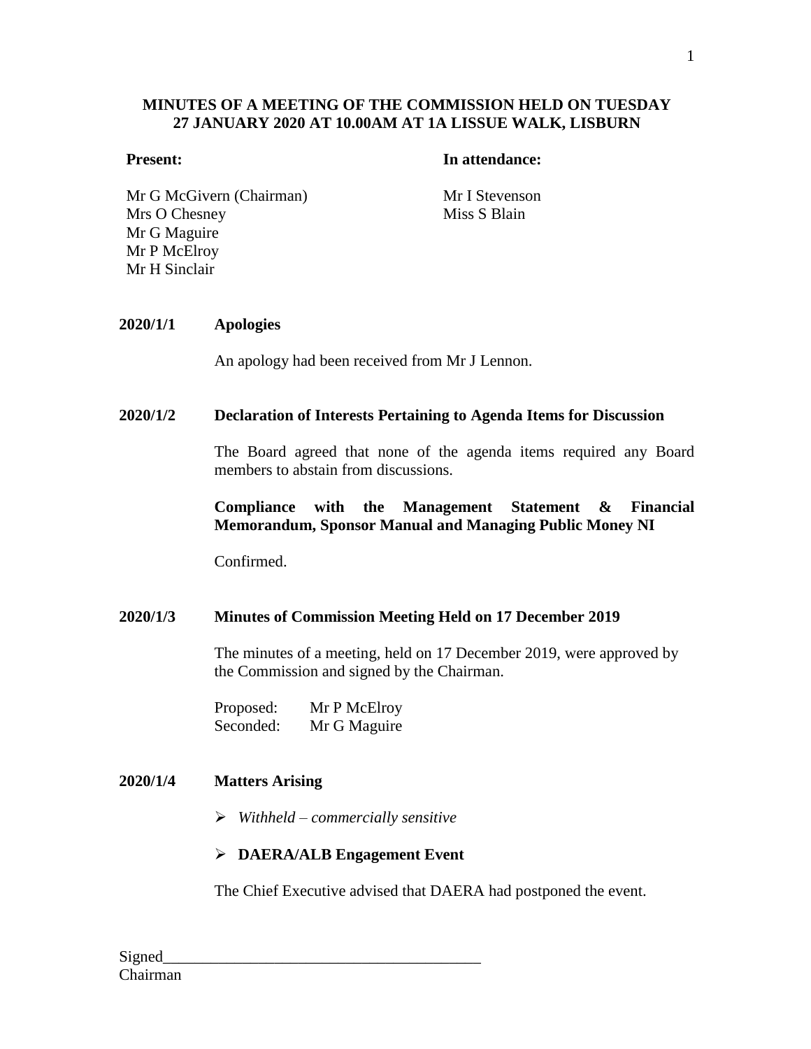**MINUTES OF A MEETING OF THE COMMISSION HELD ON TUESDAY 27 JANUARY 2020 AT 10.00AM AT 1A LISSUE WALK, LISBURN**

| **Present:** | **In attendance:** |
|---|---|
| Mr G McGivern (Chairman) | Mr I Stevenson |
| Mrs O Chesney | Miss S Blain |
| Mr G Maguire | |
| Mr P McElroy | |
| Mr H Sinclair | |

**2020/1/1 Apologies**

An apology had been received from Mr J Lennon.

**2020/1/2 Declaration of Interests Pertaining to Agenda Items for Discussion**

The Board agreed that none of the agenda items required any Board members to abstain from discussions.

**Compliance with the Management Statement & Financial Memorandum, Sponsor Manual and Managing Public Money NI**

Confirmed.

**2020/1/3 Minutes of Commission Meeting Held on 17 December 2019**

The minutes of a meeting, held on 17 December 2019, were approved by the Commission and signed by the Chairman.

Proposed: Mr P McElroy
Seconded: Mr G Maguire

**2020/1/4 Matters Arising**

- *Withheld – commercially sensitive*
- **DAERA/ALB Engagement Event**

The Chief Executive advised that DAERA had postponed the event.

Signed_______________________________________
Chairman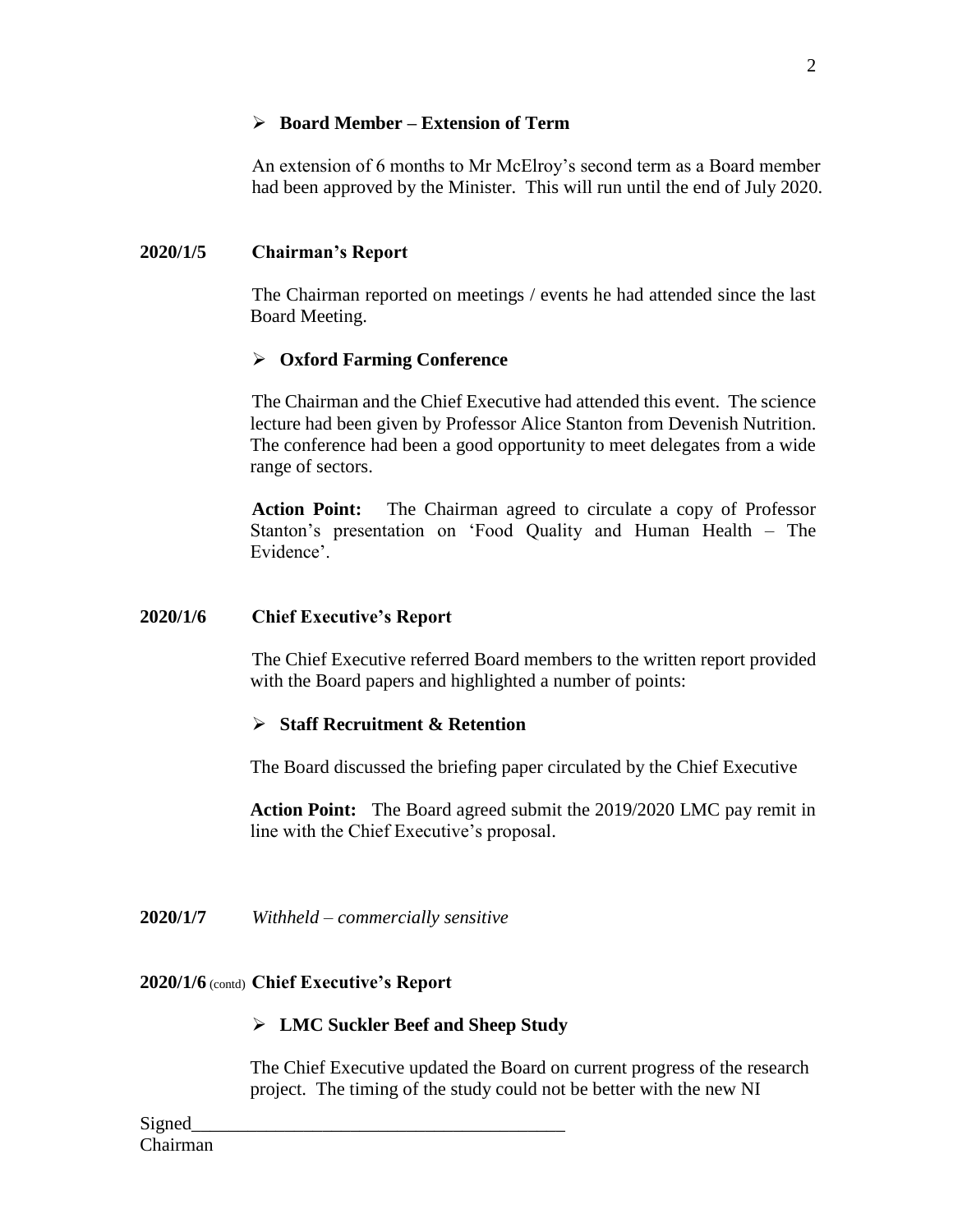- **Board Member – Extension of Term**

An extension of 6 months to Mr McElroy's second term as a Board member had been approved by the Minister. This will run until the end of July 2020.

**2020/1/5 Chairman's Report**

The Chairman reported on meetings / events he had attended since the last Board Meeting.

- **Oxford Farming Conference**

The Chairman and the Chief Executive had attended this event. The science lecture had been given by Professor Alice Stanton from Devenish Nutrition. The conference had been a good opportunity to meet delegates from a wide range of sectors.

**Action Point:** The Chairman agreed to circulate a copy of Professor Stanton's presentation on 'Food Quality and Human Health – The Evidence'.

**2020/1/6 Chief Executive's Report**

The Chief Executive referred Board members to the written report provided with the Board papers and highlighted a number of points:

- **Staff Recruitment & Retention**

The Board discussed the briefing paper circulated by the Chief Executive

**Action Point:** The Board agreed submit the 2019/2020 LMC pay remit in line with the Chief Executive's proposal.

**2020/1/7** *Withheld – commercially sensitive*

**2020/1/6** (contd) **Chief Executive's Report**

- **LMC Suckler Beef and Sheep Study**

The Chief Executive updated the Board on current progress of the research project. The timing of the study could not be better with the new NI

Signed________________________________________
Chairman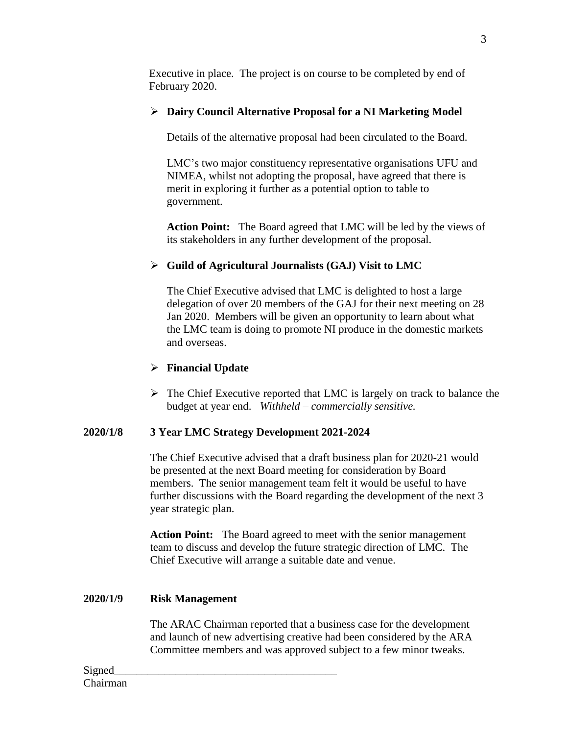Executive in place. The project is on course to be completed by end of February 2020.

- **Dairy Council Alternative Proposal for a NI Marketing Model**

  Details of the alternative proposal had been circulated to the Board.

  LMC's two major constituency representative organisations UFU and NIMEA, whilst not adopting the proposal, have agreed that there is merit in exploring it further as a potential option to table to government.

  **Action Point:** The Board agreed that LMC will be led by the views of its stakeholders in any further development of the proposal.

- **Guild of Agricultural Journalists (GAJ) Visit to LMC**

  The Chief Executive advised that LMC is delighted to host a large delegation of over 20 members of the GAJ for their next meeting on 28 Jan 2020. Members will be given an opportunity to learn about what the LMC team is doing to promote NI produce in the domestic markets and overseas.

- **Financial Update**

- The Chief Executive reported that LMC is largely on track to balance the budget at year end. *Withheld – commercially sensitive.*

**2020/1/8 3 Year LMC Strategy Development 2021-2024**

The Chief Executive advised that a draft business plan for 2020-21 would be presented at the next Board meeting for consideration by Board members. The senior management team felt it would be useful to have further discussions with the Board regarding the development of the next 3 year strategic plan.

**Action Point:** The Board agreed to meet with the senior management team to discuss and develop the future strategic direction of LMC. The Chief Executive will arrange a suitable date and venue.

**2020/1/9 Risk Management**

The ARAC Chairman reported that a business case for the development and launch of new advertising creative had been considered by the ARA Committee members and was approved subject to a few minor tweaks.

Signed_______________________________________
Chairman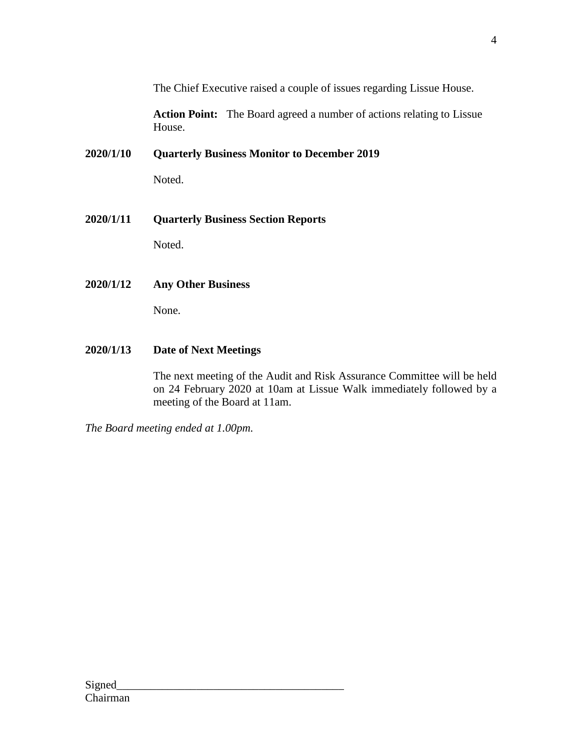The Chief Executive raised a couple of issues regarding Lissue House.

**Action Point:** The Board agreed a number of actions relating to Lissue House.

**2020/1/10 Quarterly Business Monitor to December 2019**

Noted.

**2020/1/11 Quarterly Business Section Reports**

Noted.

**2020/1/12 Any Other Business**

None.

**2020/1/13 Date of Next Meetings**

The next meeting of the Audit and Risk Assurance Committee will be held on 24 February 2020 at 10am at Lissue Walk immediately followed by a meeting of the Board at 11am.

*The Board meeting ended at 1.00pm.*

Signed________________________________________
Chairman